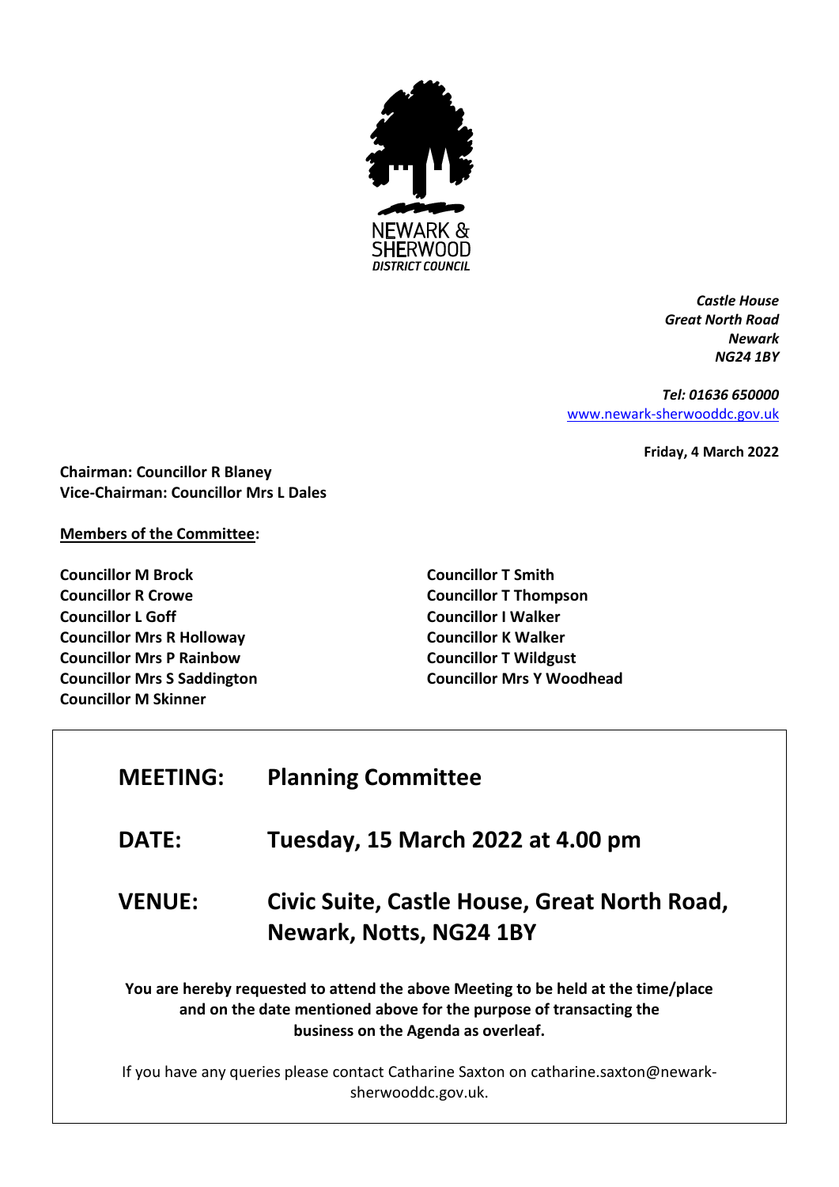NEWARK & SHERWOOD DISTRICT COUNCIL

*Castle House*
*Great North Road*
*Newark*
*NG24 1BY*

*Tel: 01636 650000*
www.newark-sherwooddc.gov.uk

**Friday, 4 March 2022**

**Chairman: Councillor R Blaney**
**Vice-Chairman: Councillor Mrs L Dales**

**Members of the Committee:**

**Councillor M Brock**
**Councillor R Crowe**
**Councillor L Goff**
**Councillor Mrs R Holloway**
**Councillor Mrs P Rainbow**
**Councillor Mrs S Saddington**
**Councillor M Skinner**
**Councillor T Smith**
**Councillor T Thompson**
**Councillor I Walker**
**Councillor K Walker**
**Councillor T Wildgust**
**Councillor Mrs Y Woodhead**

| | |
|---|---|
| **MEETING:** | **Planning Committee** |
| **DATE:** | **Tuesday, 15 March 2022 at 4.00 pm** |
| **VENUE:** | **Civic Suite, Castle House, Great North Road, Newark, Notts, NG24 1BY** |

**You are hereby requested to attend the above Meeting to be held at the time/place and on the date mentioned above for the purpose of transacting the business on the Agenda as overleaf.**

If you have any queries please contact Catharine Saxton on catharine.saxton@newark-sherwooddc.gov.uk.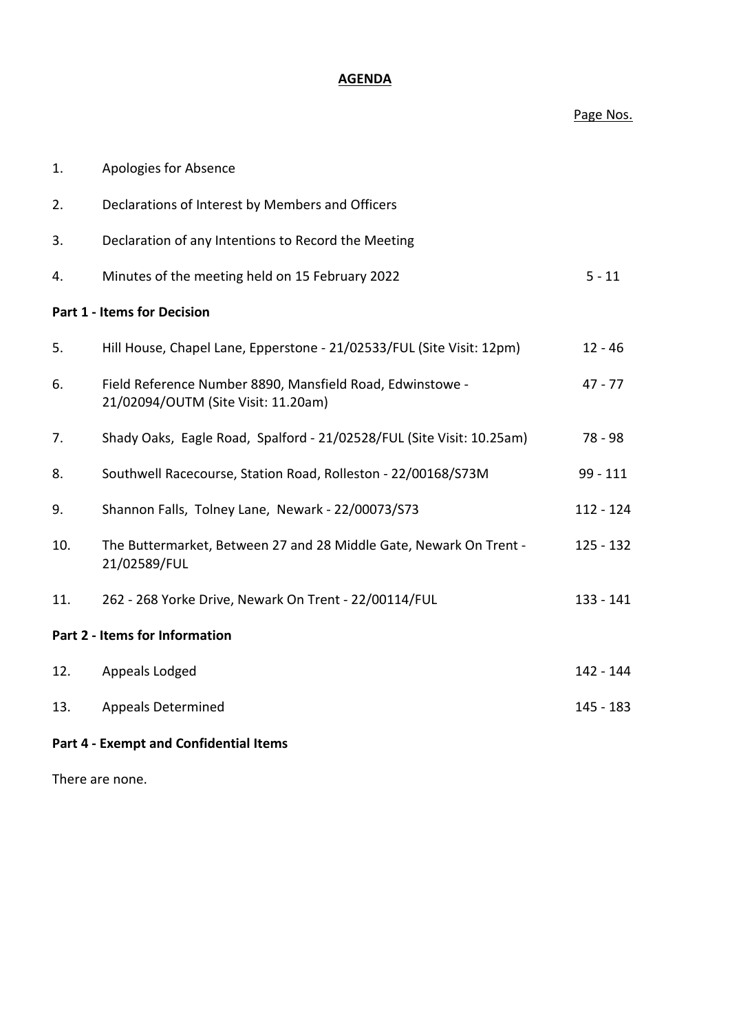# AGENDA

| | | Page Nos. |
|---|---|---|
| 1. | Apologies for Absence | |
| 2. | Declarations of Interest by Members and Officers | |
| 3. | Declaration of any Intentions to Record the Meeting | |
| 4. | Minutes of the meeting held on 15 February 2022 | 5 - 11 |
| **Part 1 - Items for Decision** | | |
| 5. | Hill House, Chapel Lane, Epperstone - 21/02533/FUL (Site Visit: 12pm) | 12 - 46 |
| 6. | Field Reference Number 8890, Mansfield Road, Edwinstowe - 21/02094/OUTM (Site Visit: 11.20am) | 47 - 77 |
| 7. | Shady Oaks, Eagle Road, Spalford - 21/02528/FUL (Site Visit: 10.25am) | 78 - 98 |
| 8. | Southwell Racecourse, Station Road, Rolleston - 22/00168/S73M | 99 - 111 |
| 9. | Shannon Falls, Tolney Lane, Newark - 22/00073/S73 | 112 - 124 |
| 10. | The Buttermarket, Between 27 and 28 Middle Gate, Newark On Trent - 21/02589/FUL | 125 - 132 |
| 11. | 262 - 268 Yorke Drive, Newark On Trent - 22/00114/FUL | 133 - 141 |
| **Part 2 - Items for Information** | | |
| 12. | Appeals Lodged | 142 - 144 |
| 13. | Appeals Determined | 145 - 183 |

**Part 4 - Exempt and Confidential Items**

There are none.